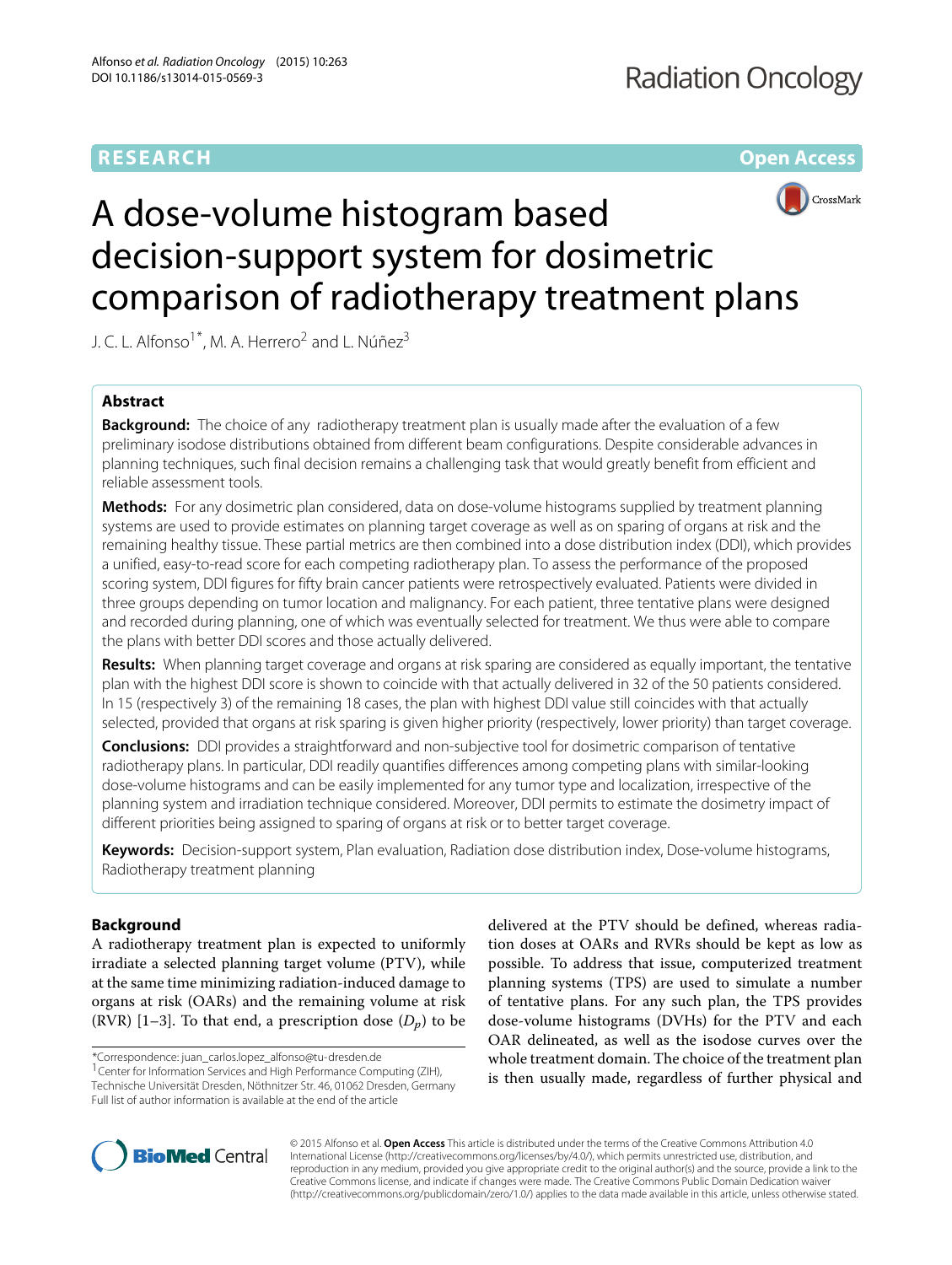RESEARCH

Open Access

# A dose-volume histogram based decision-support system for dosimetric comparison of radiotherapy treatment plans

J. C. L. Alfonso[1*], M. A. Herrero[2] and L. Núñez[3]

## Abstract

**Background:** The choice of any radiotherapy treatment plan is usually made after the evaluation of a few preliminary isodose distributions obtained from different beam configurations. Despite considerable advances in planning techniques, such final decision remains a challenging task that would greatly benefit from efficient and reliable assessment tools.

**Methods:** For any dosimetric plan considered, data on dose-volume histograms supplied by treatment planning systems are used to provide estimates on planning target coverage as well as on sparing of organs at risk and the remaining healthy tissue. These partial metrics are then combined into a dose distribution index (DDI), which provides a unified, easy-to-read score for each competing radiotherapy plan. To assess the performance of the proposed scoring system, DDI figures for fifty brain cancer patients were retrospectively evaluated. Patients were divided in three groups depending on tumor location and malignancy. For each patient, three tentative plans were designed and recorded during planning, one of which was eventually selected for treatment. We thus were able to compare the plans with better DDI scores and those actually delivered.

**Results:** When planning target coverage and organs at risk sparing are considered as equally important, the tentative plan with the highest DDI score is shown to coincide with that actually delivered in 32 of the 50 patients considered. In 15 (respectively 3) of the remaining 18 cases, the plan with highest DDI value still coincides with that actually selected, provided that organs at risk sparing is given higher priority (respectively, lower priority) than target coverage.

**Conclusions:** DDI provides a straightforward and non-subjective tool for dosimetric comparison of tentative radiotherapy plans. In particular, DDI readily quantifies differences among competing plans with similar-looking dose-volume histograms and can be easily implemented for any tumor type and localization, irrespective of the planning system and irradiation technique considered. Moreover, DDI permits to estimate the dosimetry impact of different priorities being assigned to sparing of organs at risk or to better target coverage.

**Keywords:** Decision-support system, Plan evaluation, Radiation dose distribution index, Dose-volume histograms, Radiotherapy treatment planning

## Background

A radiotherapy treatment plan is expected to uniformly irradiate a selected planning target volume (PTV), while at the same time minimizing radiation-induced damage to organs at risk (OARs) and the remaining volume at risk (RVR) [1–3]. To that end, a prescription dose ($D_p$) to be delivered at the PTV should be defined, whereas radiation doses at OARs and RVRs should be kept as low as possible. To address that issue, computerized treatment planning systems (TPS) are used to simulate a number of tentative plans. For any such plan, the TPS provides dose-volume histograms (DVHs) for the PTV and each OAR delineated, as well as the isodose curves over the whole treatment domain. The choice of the treatment plan is then usually made, regardless of further physical and

*Correspondence: juan_carlos.lopez_alfonso@tu-dresden.de
[1] Center for Information Services and High Performance Computing (ZIH), Technische Universität Dresden, Nöthnitzer Str. 46, 01062 Dresden, Germany
Full list of author information is available at the end of the article

© 2015 Alfonso et al. **Open Access** This article is distributed under the terms of the Creative Commons Attribution 4.0 International License (http://creativecommons.org/licenses/by/4.0/), which permits unrestricted use, distribution, and reproduction in any medium, provided you give appropriate credit to the original author(s) and the source, provide a link to the Creative Commons license, and indicate if changes were made. The Creative Commons Public Domain Dedication waiver (http://creativecommons.org/publicdomain/zero/1.0/) applies to the data made available in this article, unless otherwise stated.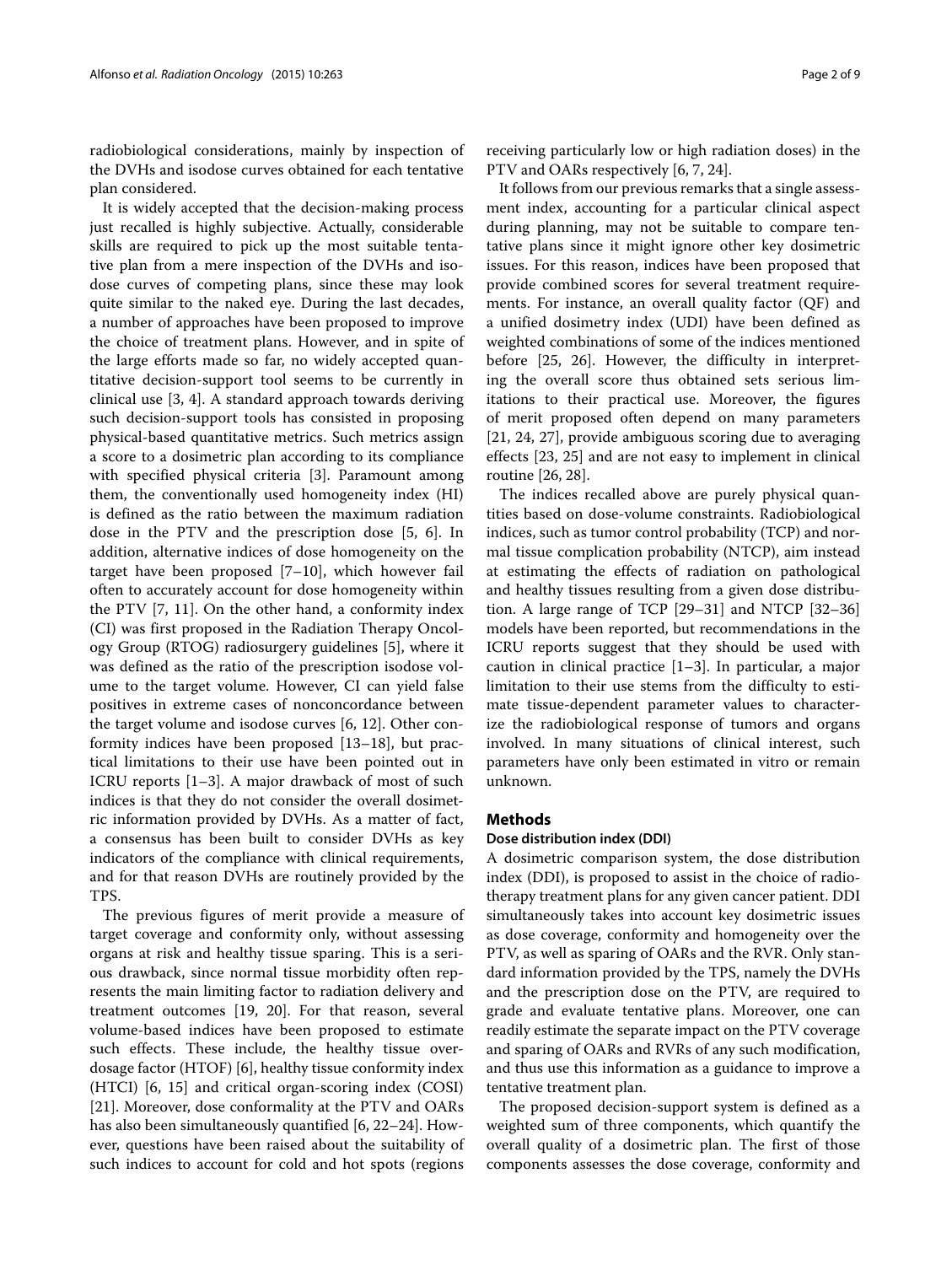radiobiological considerations, mainly by inspection of the DVHs and isodose curves obtained for each tentative plan considered.

It is widely accepted that the decision-making process just recalled is highly subjective. Actually, considerable skills are required to pick up the most suitable tentative plan from a mere inspection of the DVHs and isodose curves of competing plans, since these may look quite similar to the naked eye. During the last decades, a number of approaches have been proposed to improve the choice of treatment plans. However, and in spite of the large efforts made so far, no widely accepted quantitative decision-support tool seems to be currently in clinical use [3, 4]. A standard approach towards deriving such decision-support tools has consisted in proposing physical-based quantitative metrics. Such metrics assign a score to a dosimetric plan according to its compliance with specified physical criteria [3]. Paramount among them, the conventionally used homogeneity index (HI) is defined as the ratio between the maximum radiation dose in the PTV and the prescription dose [5, 6]. In addition, alternative indices of dose homogeneity on the target have been proposed [7–10], which however fail often to accurately account for dose homogeneity within the PTV [7, 11]. On the other hand, a conformity index (CI) was first proposed in the Radiation Therapy Oncology Group (RTOG) radiosurgery guidelines [5], where it was defined as the ratio of the prescription isodose volume to the target volume. However, CI can yield false positives in extreme cases of nonconcordance between the target volume and isodose curves [6, 12]. Other conformity indices have been proposed [13–18], but practical limitations to their use have been pointed out in ICRU reports [1–3]. A major drawback of most of such indices is that they do not consider the overall dosimetric information provided by DVHs. As a matter of fact, a consensus has been built to consider DVHs as key indicators of the compliance with clinical requirements, and for that reason DVHs are routinely provided by the TPS.

The previous figures of merit provide a measure of target coverage and conformity only, without assessing organs at risk and healthy tissue sparing. This is a serious drawback, since normal tissue morbidity often represents the main limiting factor to radiation delivery and treatment outcomes [19, 20]. For that reason, several volume-based indices have been proposed to estimate such effects. These include, the healthy tissue overdosage factor (HTOF) [6], healthy tissue conformity index (HTCI) [6, 15] and critical organ-scoring index (COSI) [21]. Moreover, dose conformality at the PTV and OARs has also been simultaneously quantified [6, 22–24]. However, questions have been raised about the suitability of such indices to account for cold and hot spots (regions receiving particularly low or high radiation doses) in the PTV and OARs respectively [6, 7, 24].

It follows from our previous remarks that a single assessment index, accounting for a particular clinical aspect during planning, may not be suitable to compare tentative plans since it might ignore other key dosimetric issues. For this reason, indices have been proposed that provide combined scores for several treatment requirements. For instance, an overall quality factor (QF) and a unified dosimetry index (UDI) have been defined as weighted combinations of some of the indices mentioned before [25, 26]. However, the difficulty in interpreting the overall score thus obtained sets serious limitations to their practical use. Moreover, the figures of merit proposed often depend on many parameters [21, 24, 27], provide ambiguous scoring due to averaging effects [23, 25] and are not easy to implement in clinical routine [26, 28].

The indices recalled above are purely physical quantities based on dose-volume constraints. Radiobiological indices, such as tumor control probability (TCP) and normal tissue complication probability (NTCP), aim instead at estimating the effects of radiation on pathological and healthy tissues resulting from a given dose distribution. A large range of TCP [29–31] and NTCP [32–36] models have been reported, but recommendations in the ICRU reports suggest that they should be used with caution in clinical practice [1–3]. In particular, a major limitation to their use stems from the difficulty to estimate tissue-dependent parameter values to characterize the radiobiological response of tumors and organs involved. In many situations of clinical interest, such parameters have only been estimated in vitro or remain unknown.

## Methods

### Dose distribution index (DDI)

A dosimetric comparison system, the dose distribution index (DDI), is proposed to assist in the choice of radiotherapy treatment plans for any given cancer patient. DDI simultaneously takes into account key dosimetric issues as dose coverage, conformity and homogeneity over the PTV, as well as sparing of OARs and the RVR. Only standard information provided by the TPS, namely the DVHs and the prescription dose on the PTV, are required to grade and evaluate tentative plans. Moreover, one can readily estimate the separate impact on the PTV coverage and sparing of OARs and RVRs of any such modification, and thus use this information as a guidance to improve a tentative treatment plan.

The proposed decision-support system is defined as a weighted sum of three components, which quantify the overall quality of a dosimetric plan. The first of those components assesses the dose coverage, conformity and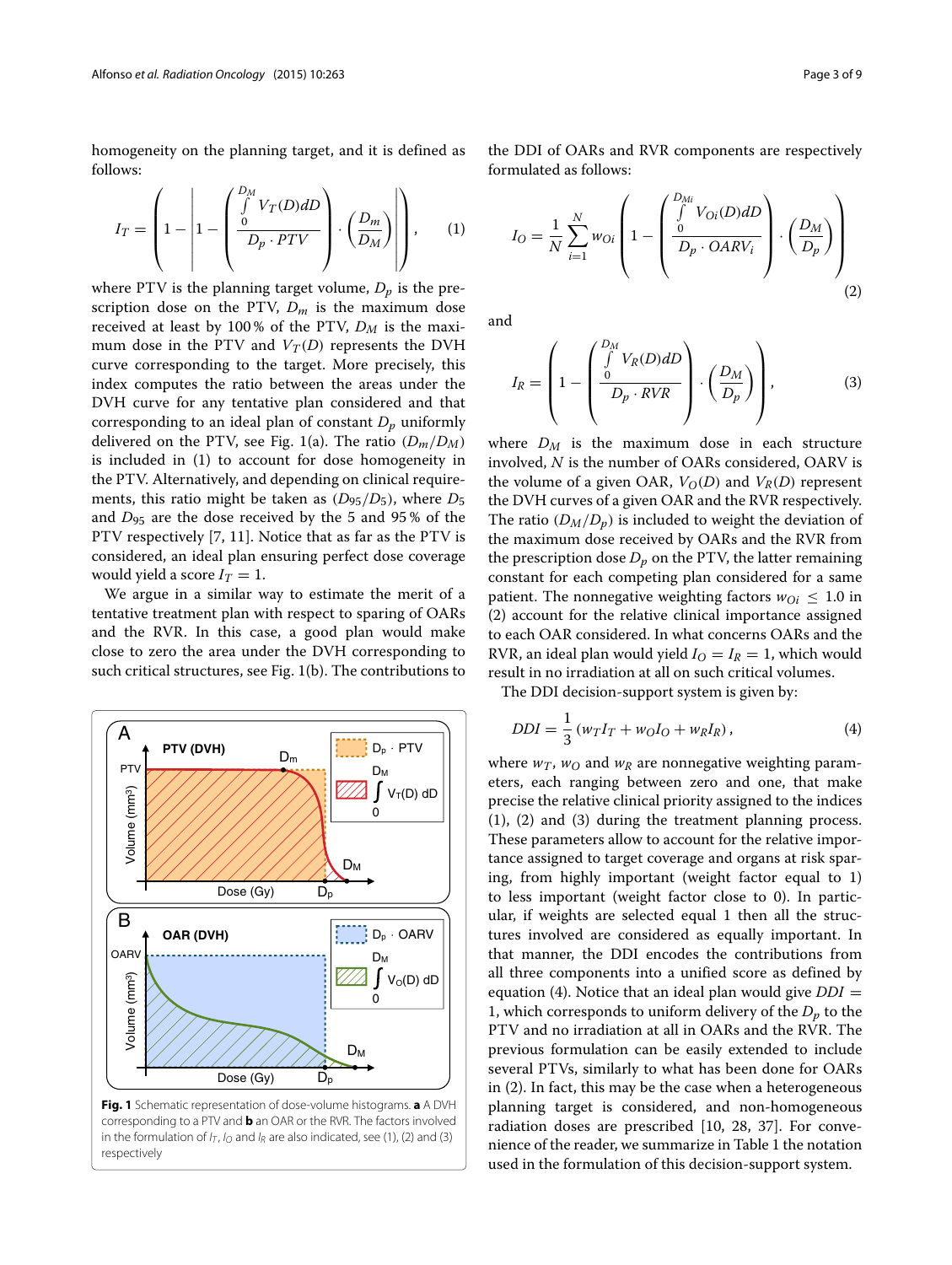homogeneity on the planning target, and it is defined as follows:

$$I_T = \left(1 - \left|1 - \left(\frac{\int_0^{D_M} V_T(D)dD}{D_p \cdot PTV}\right) \cdot \left(\frac{D_m}{D_M}\right)\right|\right), \qquad (1)$$

where PTV is the planning target volume, $D_p$ is the prescription dose on the PTV, $D_m$ is the maximum dose received at least by 100 % of the PTV, $D_M$ is the maximum dose in the PTV and $V_T(D)$ represents the DVH curve corresponding to the target. More precisely, this index computes the ratio between the areas under the DVH curve for any tentative plan considered and that corresponding to an ideal plan of constant $D_p$ uniformly delivered on the PTV, see Fig. 1(a). The ratio $(D_m/D_M)$ is included in (1) to account for dose homogeneity in the PTV. Alternatively, and depending on clinical requirements, this ratio might be taken as $(D_{95}/D_5)$, where $D_5$ and $D_{95}$ are the dose received by the 5 and 95 % of the PTV respectively [7, 11]. Notice that as far as the PTV is considered, an ideal plan ensuring perfect dose coverage would yield a score $I_T = 1$.

We argue in a similar way to estimate the merit of a tentative treatment plan with respect to sparing of OARs and the RVR. In this case, a good plan would make close to zero the area under the DVH corresponding to such critical structures, see Fig. 1(b). The contributions to the DDI of OARs and RVR components are respectively formulated as follows:

$$I_O = \frac{1}{N}\sum_{i=1}^{N} w_{Oi}\left(1 - \left(\frac{\int_0^{D_{Mi}} V_{Oi}(D)dD}{D_p \cdot OARV_i}\right) \cdot \left(\frac{D_M}{D_p}\right)\right) \qquad (2)$$

and

$$I_R = \left(1 - \left(\frac{\int_0^{D_M} V_R(D)dD}{D_p \cdot RVR}\right) \cdot \left(\frac{D_M}{D_p}\right)\right), \qquad (3)$$

where $D_M$ is the maximum dose in each structure involved, $N$ is the number of OARs considered, OARV is the volume of a given OAR, $V_O(D)$ and $V_R(D)$ represent the DVH curves of a given OAR and the RVR respectively. The ratio $(D_M/D_p)$ is included to weight the deviation of the maximum dose received by OARs and the RVR from the prescription dose $D_p$ on the PTV, the latter remaining constant for each competing plan considered for a same patient. The nonnegative weighting factors $w_{Oi} \leq 1.0$ in (2) account for the relative clinical importance assigned to each OAR considered. In what concerns OARs and the RVR, an ideal plan would yield $I_O = I_R = 1$, which would result in no irradiation at all on such critical volumes.

The DDI decision-support system is given by:

$$DDI = \frac{1}{3}\left(w_T I_T + w_O I_O + w_R I_R\right), \qquad (4)$$

where $w_T$, $w_O$ and $w_R$ are nonnegative weighting parameters, each ranging between zero and one, that make precise the relative clinical priority assigned to the indices (1), (2) and (3) during the treatment planning process. These parameters allow to account for the relative importance assigned to target coverage and organs at risk sparing, from highly important (weight factor equal to 1) to less important (weight factor close to 0). In particular, if weights are selected equal 1 then all the structures involved are considered as equally important. In that manner, the DDI encodes the contributions from all three components into a unified score as defined by equation (4). Notice that an ideal plan would yield $DDI = 1$, which corresponds to uniform delivery of the $D_p$ to the PTV and no irradiation at all in OARs and the RVR. The previous formulation can be easily extended to include several PTVs, similarly to what has been done for OARs in (2). In fact, this may be the case when a heterogeneous planning target is considered, and non-homogeneous radiation doses are prescribed [10, 28, 37]. For convenience of the reader, we summarize in Table 1 the notation used in the formulation of this decision-support system.

**Fig. 1** Schematic representation of dose-volume histograms. **a** A DVH corresponding to a PTV and **b** an OAR or the RVR. The factors involved in the formulation of $I_T$, $I_O$ and $I_R$ are also indicated, see (1), (2) and (3) respectively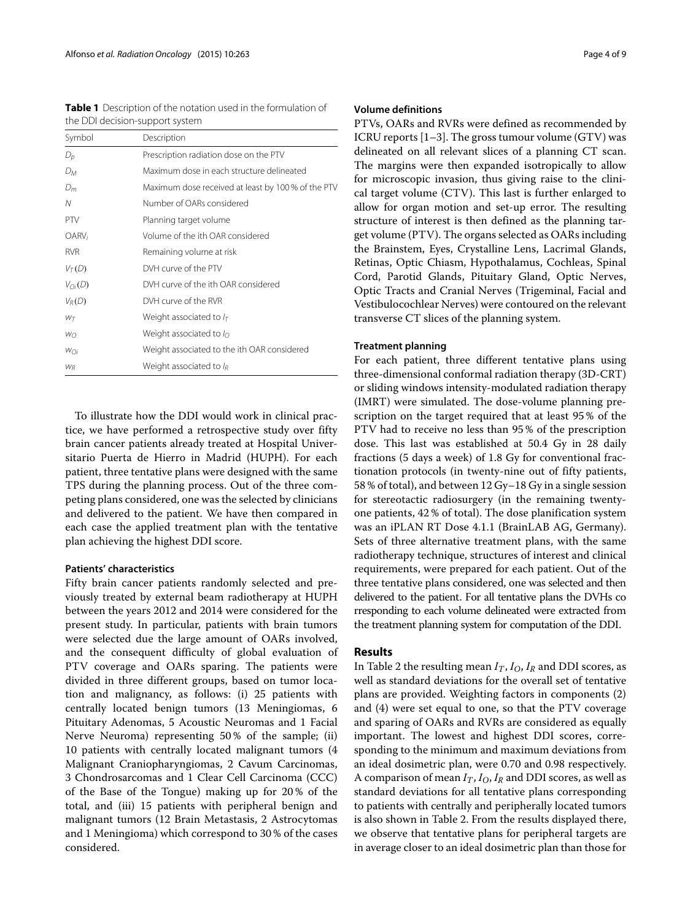**Table 1** Description of the notation used in the formulation of the DDI decision-support system

| Symbol | Description |
|---|---|
| $D_p$ | Prescription radiation dose on the PTV |
| $D_M$ | Maximum dose in each structure delineated |
| $D_m$ | Maximum dose received at least by 100 % of the PTV |
| $N$ | Number of OARs considered |
| PTV | Planning target volume |
| $OARV_i$ | Volume of the ith OAR considered |
| RVR | Remaining volume at risk |
| $V_T(D)$ | DVH curve of the PTV |
| $V_{Oi}(D)$ | DVH curve of the ith OAR considered |
| $V_R(D)$ | DVH curve of the RVR |
| $w_T$ | Weight associated to $I_T$ |
| $w_O$ | Weight associated to $I_O$ |
| $w_{Oi}$ | Weight associated to the ith OAR considered |
| $w_R$ | Weight associated to $I_R$ |

To illustrate how the DDI would work in clinical practice, we have performed a retrospective study over fifty brain cancer patients already treated at Hospital Universitario Puerta de Hierro in Madrid (HUPH). For each patient, three tentative plans were designed with the same TPS during the planning process. Out of the three competing plans considered, one was the selected by clinicians and delivered to the patient. We have then compared in each case the applied treatment plan with the tentative plan achieving the highest DDI score.

#### Patients' characteristics

Fifty brain cancer patients randomly selected and previously treated by external beam radiotherapy at HUPH between the years 2012 and 2014 were considered for the present study. In particular, patients with brain tumors were selected due the large amount of OARs involved, and the consequent difficulty of global evaluation of PTV coverage and OARs sparing. The patients were divided in three different groups, based on tumor location and malignancy, as follows: (i) 25 patients with centrally located benign tumors (13 Meningiomas, 6 Pituitary Adenomas, 5 Acoustic Neuromas and 1 Facial Nerve Neuroma) representing 50 % of the sample; (ii) 10 patients with centrally located malignant tumors (4 Malignant Craniopharyngiomas, 2 Cavum Carcinomas, 3 Chondrosarcomas and 1 Clear Cell Carcinoma (CCC) of the Base of the Tongue) making up for 20 % of the total, and (iii) 15 patients with peripheral benign and malignant tumors (12 Brain Metastasis, 2 Astrocytomas and 1 Meningioma) which correspond to 30 % of the cases considered.

#### Volume definitions

PTVs, OARs and RVRs were defined as recommended by ICRU reports [1–3]. The gross tumour volume (GTV) was delineated on all relevant slices of a planning CT scan. The margins were then expanded isotropically to allow for microscopic invasion, thus giving raise to the clinical target volume (CTV). This last is further enlarged to allow for organ motion and set-up error. The resulting structure of interest is then defined as the planning target volume (PTV). The organs selected as OARs including the Brainstem, Eyes, Crystalline Lens, Lacrimal Glands, Retinas, Optic Chiasm, Hypothalamus, Cochleas, Spinal Cord, Parotid Glands, Pituitary Gland, Optic Nerves, Optic Tracts and Cranial Nerves (Trigeminal, Facial and Vestibulocochlear Nerves) were contoured on the relevant transverse CT slices of the planning system.

#### Treatment planning

For each patient, three different tentative plans using three-dimensional conformal radiation therapy (3D-CRT) or sliding windows intensity-modulated radiation therapy (IMRT) were simulated. The dose-volume planning prescription on the target required that at least 95 % of the PTV had to receive no less than 95 % of the prescription dose. This last was established at 50.4 Gy in 28 daily fractions (5 days a week) of 1.8 Gy for conventional fractionation protocols (in twenty-nine out of fifty patients, 58 % of total), and between 12 Gy–18 Gy in a single session for stereotactic radiosurgery (in the remaining twenty-one patients, 42 % of total). The dose planification system was an iPLAN RT Dose 4.1.1 (BrainLAB AG, Germany). Sets of three alternative treatment plans, with the same radiotherapy technique, structures of interest and clinical requirements, were prepared for each patient. Out of the three tentative plans considered, one was selected and then delivered to the patient. For all tentative plans the DVHs corresponding to each volume delineated were extracted from the treatment planning system for computation of the DDI.

## Results

In Table 2 the resulting mean $I_T$, $I_O$, $I_R$ and DDI scores, as well as standard deviations for the overall set of tentative plans are provided. Weighting factors in components (2) and (4) were set equal to one, so that the PTV coverage and sparing of OARs and RVRs are considered as equally important. The lowest and highest DDI scores, corresponding to the minimum and maximum deviations from an ideal dosimetric plan, were 0.70 and 0.98 respectively. A comparison of mean $I_T$, $I_O$, $I_R$ and DDI scores, as well as standard deviations for all tentative plans corresponding to patients with centrally and peripherally located tumors is also shown in Table 2. From the results displayed there, we observe that tentative plans for peripheral targets are in average closer to an ideal dosimetric plan than those for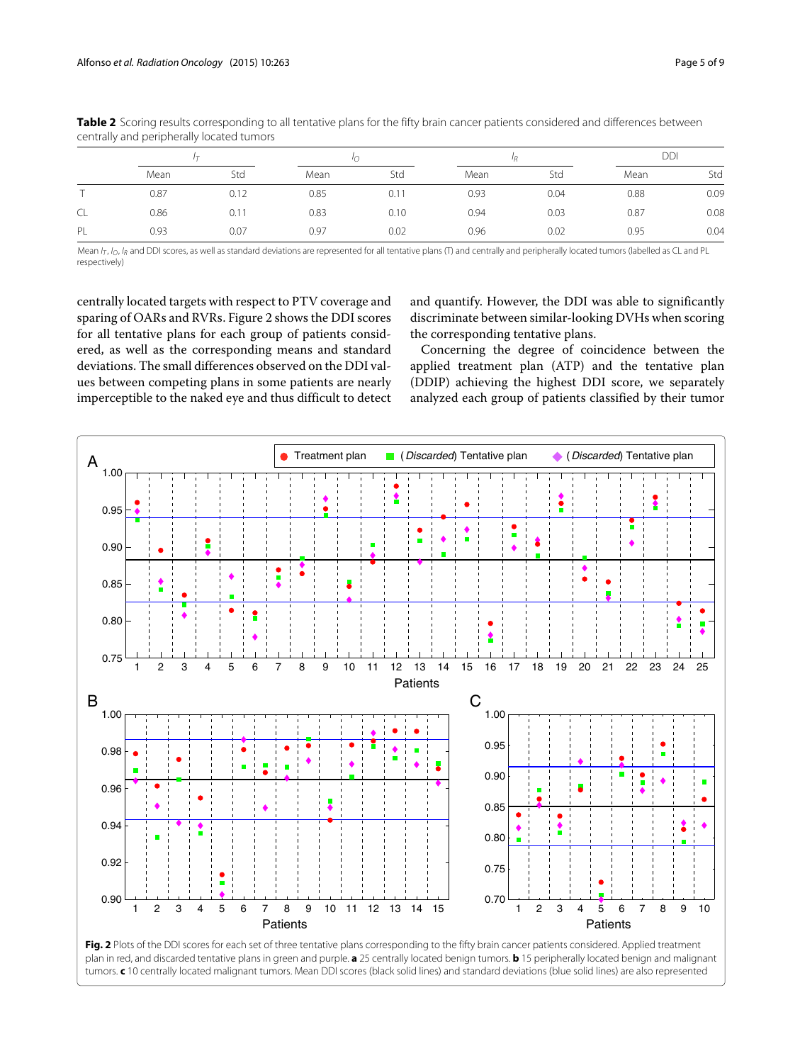**Table 2** Scoring results corresponding to all tentative plans for the fifty brain cancer patients considered and differences between centrally and peripherally located tumors

| | $I_T$ | | $I_O$ | | $I_R$ | | DDI | |
|---|---|---|---|---|---|---|---|---|
| | Mean | Std | Mean | Std | Mean | Std | Mean | Std |
| T | 0.87 | 0.12 | 0.85 | 0.11 | 0.93 | 0.04 | 0.88 | 0.09 |
| CL | 0.86 | 0.11 | 0.83 | 0.10 | 0.94 | 0.03 | 0.87 | 0.08 |
| PL | 0.93 | 0.07 | 0.97 | 0.02 | 0.96 | 0.02 | 0.95 | 0.04 |

Mean $I_T$, $I_O$, $I_R$ and DDI scores, as well as standard deviations are represented for all tentative plans (T) and centrally and peripherally located tumors (labelled as CL and PL respectively)

centrally located targets with respect to PTV coverage and sparing of OARs and RVRs. Figure 2 shows the DDI scores for all tentative plans for each group of patients considered, as well as the corresponding means and standard deviations. The small differences observed on the DDI values between competing plans in some patients are nearly imperceptible to the naked eye and thus difficult to detect and quantify. However, the DDI was able to significantly discriminate between similar-looking DVHs when scoring the corresponding tentative plans.

Concerning the degree of coincidence between the applied treatment plan (ATP) and the tentative plan (DDIP) achieving the highest DDI score, we separately analyzed each group of patients classified by their tumor

**Fig. 2** Plots of the DDI scores for each set of three tentative plans corresponding to the fifty brain cancer patients considered. Applied treatment plan in red, and discarded tentative plans in green and purple. **a** 25 centrally located benign tumors. **b** 15 peripherally located benign and malignant tumors. **c** 10 centrally located malignant tumors. Mean DDI scores (black solid lines) and standard deviations (blue solid lines) are also represented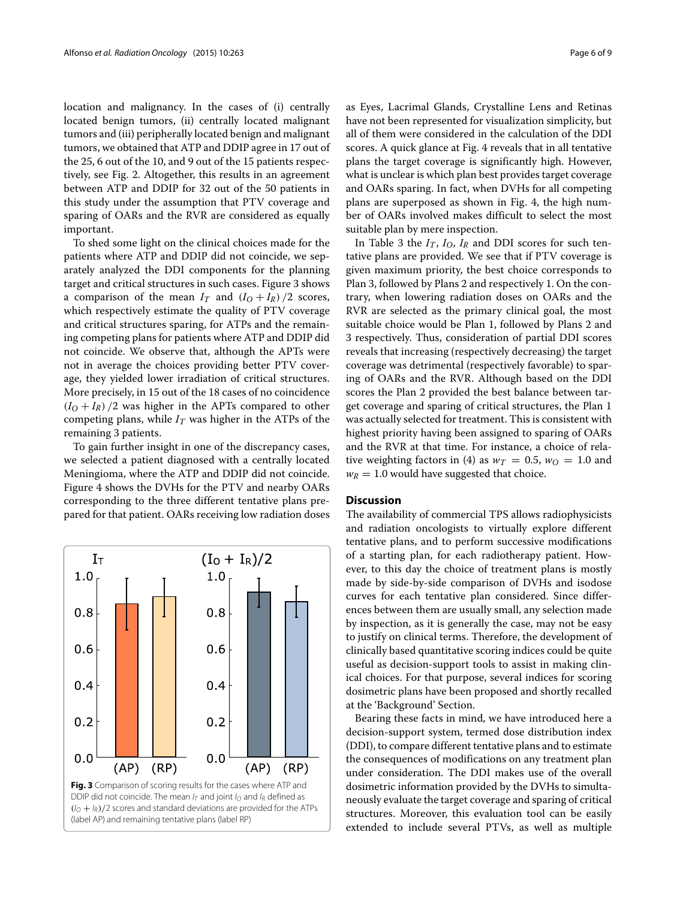location and malignancy. In the cases of (i) centrally located benign tumors, (ii) centrally located malignant tumors and (iii) peripherally located benign and malignant tumors, we obtained that ATP and DDIP agree in 17 out of the 25, 6 out of the 10, and 9 out of the 15 patients respectively, see Fig. 2. Altogether, this results in an agreement between ATP and DDIP for 32 out of the 50 patients in this study under the assumption that PTV coverage and sparing of OARs and the RVR are considered as equally important.

To shed some light on the clinical choices made for the patients where ATP and DDIP did not coincide, we separately analyzed the DDI components for the planning target and critical structures in such cases. Figure 3 shows a comparison of the mean $I_T$ and $(I_O + I_R)/2$ scores, which respectively estimate the quality of PTV coverage and critical structures sparing, for ATPs and the remaining competing plans for patients where ATP and DDIP did not coincide. We observe that, although the APTs were not in average the choices providing better PTV coverage, they yielded lower irradiation of critical structures. More precisely, in 15 out of the 18 cases of no coincidence $(I_O + I_R)/2$ was higher in the APTs compared to other competing plans, while $I_T$ was higher in the ATPs of the remaining 3 patients.

To gain further insight in one of the discrepancy cases, we selected a patient diagnosed with a centrally located Meningioma, where the ATP and DDIP did not coincide. Figure 4 shows the DVHs for the PTV and nearby OARs corresponding to the three different tentative plans prepared for that patient. OARs receiving low radiation doses as Eyes, Lacrimal Glands, Crystalline Lens and Retinas have not been represented for visualization simplicity, but all of them were considered in the calculation of the DDI scores. A quick glance at Fig. 4 reveals that in all tentative plans the target coverage is significantly high. However, what is unclear is which plan best provides target coverage and OARs sparing. In fact, when DVHs for all competing plans are superposed as shown in Fig. 4, the high number of OARs involved makes difficult to select the most suitable plan by mere inspection.

**Fig. 3** Comparison of scoring results for the cases where ATP and DDIP did not coincide. The mean $I_T$ and joint $I_O$ and $I_R$ defined as $(I_O + I_R)/2$ scores and standard deviations are provided for the ATPs (label AP) and remaining tentative plans (label RP)

In Table 3 the $I_T$, $I_O$, $I_R$ and DDI scores for such tentative plans are provided. We see that if PTV coverage is given maximum priority, the best choice corresponds to Plan 3, followed by Plans 2 and respectively 1. On the contrary, when lowering radiation doses on OARs and the RVR are selected as the primary clinical goal, the most suitable choice would be Plan 1, followed by Plans 2 and 3 respectively. Thus, consideration of partial DDI scores reveals that increasing (respectively decreasing) the target coverage was detrimental (respectively favorable) to sparing of OARs and the RVR. Although based on the DDI scores the Plan 2 provided the best balance between target coverage and sparing of critical structures, the Plan 1 was actually selected for treatment. This is consistent with highest priority having been assigned to sparing of OARs and the RVR at that time. For instance, a choice of relative weighting factors in (4) as $w_T = 0.5$, $w_O = 1.0$ and $w_R = 1.0$ would have suggested that choice.

## Discussion

The availability of commercial TPS allows radiophysicists and radiation oncologists to virtually explore different tentative plans, and to perform successive modifications of a starting plan, for each radiotherapy patient. However, to this day the choice of treatment plans is mostly made by side-by-side comparison of DVHs and isodose curves for each tentative plan considered. Since differences between them are usually small, any selection made by inspection, as it is generally the case, may not be easy to justify on clinical terms. Therefore, the development of clinically based quantitative scoring indices could be quite useful as decision-support tools to assist in making clinical choices. For that purpose, several indices for scoring dosimetric plans have been proposed and shortly recalled at the 'Background' Section.

Bearing these facts in mind, we have introduced here a decision-support system, termed dose distribution index (DDI), to compare different tentative plans and to estimate the consequences of modifications on any treatment plan under consideration. The DDI makes use of the overall dosimetric information provided by the DVHs to simultaneously evaluate the target coverage and sparing of critical structures. Moreover, this evaluation tool can be easily extended to include several PTVs, as well as multiple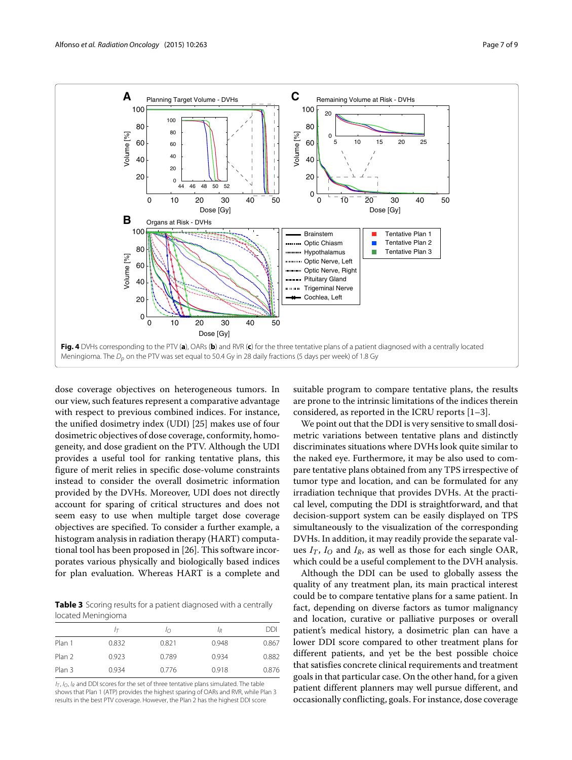**Fig. 4** DVHs corresponding to the PTV (**a**), OARs (**b**) and RVR (**c**) for the three tentative plans of a patient diagnosed with a centrally located Meningioma. The $D_p$ on the PTV was set equal to 50.4 Gy in 28 daily fractions (5 days per week) of 1.8 Gy

dose coverage objectives on heterogeneous tumors. In our view, such features represent a comparative advantage with respect to previous combined indices. For instance, the unified dosimetry index (UDI) [25] makes use of four dosimetric objectives of dose coverage, conformity, homogeneity, and dose gradient on the PTV. Although the UDI provides a useful tool for ranking tentative plans, this figure of merit relies in specific dose-volume constraints instead to consider the overall dosimetric information provided by the DVHs. Moreover, UDI does not directly account for sparing of critical structures and does not seem easy to use when multiple target dose coverage objectives are specified. To consider a further example, a histogram analysis in radiation therapy (HART) computational tool has been proposed in [26]. This software incorporates various physically and biologically based indices for plan evaluation. Whereas HART is a complete and suitable program to compare tentative plans, the results are prone to the intrinsic limitations of the indices therein considered, as reported in the ICRU reports [1–3].

**Table 3** Scoring results for a patient diagnosed with a centrally located Meningioma

| | $I_T$ | $I_O$ | $I_R$ | DDI |
|---|---|---|---|---|
| Plan 1 | 0.832 | 0.821 | 0.948 | 0.867 |
| Plan 2 | 0.923 | 0.789 | 0.934 | 0.882 |
| Plan 3 | 0.934 | 0.776 | 0.918 | 0.876 |

$I_T$, $I_O$, $I_R$ and DDI scores for the set of three tentative plans simulated. The table shows that Plan 1 (ATP) provides the highest sparing of OARs and RVR, while Plan 3 results in the best PTV coverage. However, the Plan 2 has the highest DDI score

We point out that the DDI is very sensitive to small dosimetric variations between tentative plans and distinctly discriminates situations where DVHs look quite similar to the naked eye. Furthermore, it may be also used to compare tentative plans obtained from any TPS irrespective of tumor type and location, and can be formulated for any irradiation technique that provides DVHs. At the practical level, computing the DDI is straightforward, and that decision-support system can be easily displayed on TPS simultaneously to the visualization of the corresponding DVHs. In addition, it may readily provide the separate values $I_T$, $I_O$ and $I_R$, as well as those for each single OAR, which could be a useful complement to the DVH analysis.

Although the DDI can be used to globally assess the quality of any treatment plan, its main practical interest could be to compare tentative plans for a same patient. In fact, depending on diverse factors as tumor malignancy and location, curative or palliative purposes or overall patient's medical history, a dosimetric plan can have a lower DDI score compared to other treatment plans for different patients, and yet be the best possible choice that satisfies concrete clinical requirements and treatment goals in that particular case. On the other hand, for a given patient different planners may well pursue different, and occasionally conflicting, goals. For instance, dose coverage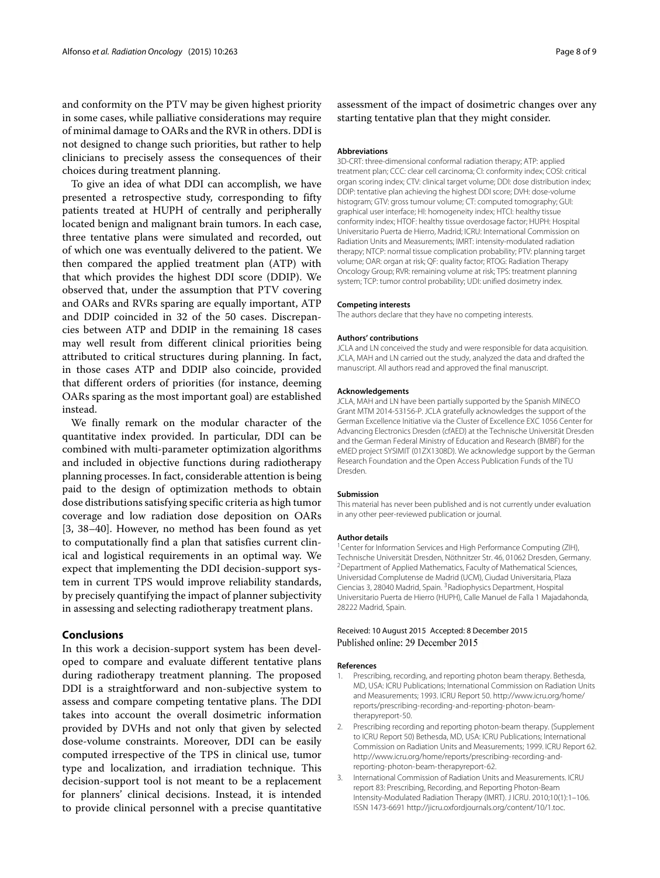and conformity on the PTV may be given highest priority in some cases, while palliative considerations may require of minimal damage to OARs and the RVR in others. DDI is not designed to change such priorities, but rather to help clinicians to precisely assess the consequences of their choices during treatment planning.

To give an idea of what DDI can accomplish, we have presented a retrospective study, corresponding to fifty patients treated at HUPH of centrally and peripherally located benign and malignant brain tumors. In each case, three tentative plans were simulated and recorded, out of which one was eventually delivered to the patient. We then compared the applied treatment plan (ATP) with that which provides the highest DDI score (DDIP). We observed that, under the assumption that PTV covering and OARs and RVRs sparing are equally important, ATP and DDIP coincided in 32 of the 50 cases. Discrepancies between ATP and DDIP in the remaining 18 cases may well result from different clinical priorities being attributed to critical structures during planning. In fact, in those cases ATP and DDIP also coincide, provided that different orders of priorities (for instance, deeming OARs sparing as the most important goal) are established instead.

We finally remark on the modular character of the quantitative index provided. In particular, DDI can be combined with multi-parameter optimization algorithms and included in objective functions during radiotherapy planning processes. In fact, considerable attention is being paid to the design of optimization methods to obtain dose distributions satisfying specific criteria as high tumor coverage and low radiation dose deposition on OARs [3, 38–40]. However, no method has been found as yet to computationally find a plan that satisfies current clinical and logistical requirements in an optimal way. We expect that implementing the DDI decision-support system in current TPS would improve reliability standards, by precisely quantifying the impact of planner subjectivity in assessing and selecting radiotherapy treatment plans.

## Conclusions

In this work a decision-support system has been developed to compare and evaluate different tentative plans during radiotherapy treatment planning. The proposed DDI is a straightforward and non-subjective system to assess and compare competing tentative plans. The DDI takes into account the overall dosimetric information provided by DVHs and not only that given by selected dose-volume constraints. Moreover, DDI can be easily computed irrespective of the TPS in clinical use, tumor type and localization, and irradiation technique. This decision-support tool is not meant to be a replacement for planners' clinical decisions. Instead, it is intended to provide clinical personnel with a precise quantitative assessment of the impact of dosimetric changes over any starting tentative plan that they might consider.

#### Abbreviations

3D-CRT: three-dimensional conformal radiation therapy; ATP: applied treatment plan; CCC: clear cell carcinoma; CI: conformity index; COSI: critical organ scoring index; CTV: clinical target volume; DDI: dose distribution index; DDIP: tentative plan achieving the highest DDI score; DVH: dose-volume histogram; GTV: gross tumour volume; CT: computed tomography; GUI: graphical user interface; HI: homogeneity index; HTCI: healthy tissue conformity index; HTOF: healthy tissue overdosage factor; HUPH: Hospital Universitario Puerta de Hierro, Madrid; ICRU: International Commission on Radiation Units and Measurements; IMRT: intensity-modulated radiation therapy; NTCP: normal tissue complication probability; PTV: planning target volume; OAR: organ at risk; QF: quality factor; RTOG: Radiation Therapy Oncology Group; RVR: remaining volume at risk; TPS: treatment planning system; TCP: tumor control probability; UDI: unified dosimetry index.

#### Competing interests

The authors declare that they have no competing interests.

#### Authors' contributions

JCLA and LN conceived the study and were responsible for data acquisition. JCLA, MAH and LN carried out the study, analyzed the data and drafted the manuscript. All authors read and approved the final manuscript.

#### Acknowledgements

JCLA, MAH and LN have been partially supported by the Spanish MINECO Grant MTM 2014-53156-P. JCLA gratefully acknowledges the support of the German Excellence Initiative via the Cluster of Excellence EXC 1056 Center for Advancing Electronics Dresden (cfAED) at the Technische Universität Dresden and the German Federal Ministry of Education and Research (BMBF) for the eMED project SYSIMIT (01ZX1308D). We acknowledge support by the German Research Foundation and the Open Access Publication Funds of the TU Dresden.

#### Submission

This material has never been published and is not currently under evaluation in any other peer-reviewed publication or journal.

#### Author details

[1]Center for Information Services and High Performance Computing (ZIH), Technische Universität Dresden, Nöthnitzer Str. 46, 01062 Dresden, Germany. [2]Department of Applied Mathematics, Faculty of Mathematical Sciences, Universidad Complutense de Madrid (UCM), Ciudad Universitaria, Plaza Ciencias 3, 28040 Madrid, Spain. [3]Radiophysics Department, Hospital Universitario Puerta de Hierro (HUPH), Calle Manuel de Falla 1 Majadahonda, 28222 Madrid, Spain.

Received: 10 August 2015 Accepted: 8 December 2015
Published online: 29 December 2015

#### References

1. Prescribing, recording, and reporting photon beam therapy. Bethesda, MD, USA: ICRU Publications; International Commission on Radiation Units and Measurements; 1993. ICRU Report 50. http://www.icru.org/home/reports/prescribing-recording-and-reporting-photon-beam-therapyreport-50.
2. Prescribing recording and reporting photon-beam therapy. (Supplement to ICRU Report 50) Bethesda, MD, USA: ICRU Publications; International Commission on Radiation Units and Measurements; 1999. ICRU Report 62. http://www.icru.org/home/reports/prescribing-recording-and-reporting-photon-beam-therapyreport-62.
3. International Commission of Radiation Units and Measurements. ICRU report 83: Prescribing, Recording, and Reporting Photon-Beam Intensity-Modulated Radiation Therapy (IMRT). J ICRU. 2010;10(1):1–106. ISSN 1473-6691 http://jicru.oxfordjournals.org/content/10/1.toc.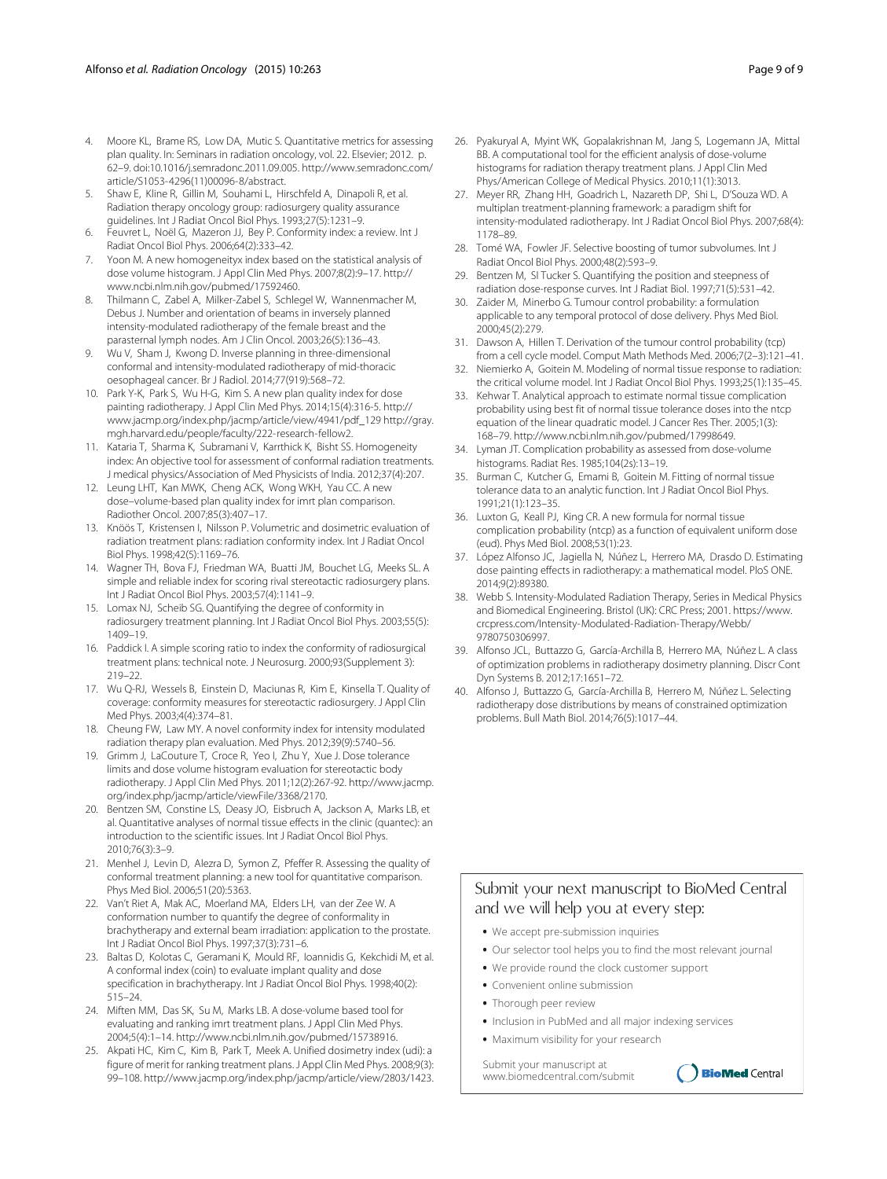4. Moore KL, Brame RS, Low DA, Mutic S. Quantitative metrics for assessing plan quality. In: Seminars in radiation oncology, vol. 22. Elsevier; 2012. p. 62–9. doi:10.1016/j.semradonc.2011.09.005. http://www.semradonc.com/article/S1053-4296(11)00096-8/abstract.
5. Shaw E, Kline R, Gillin M, Souhami L, Hirschfeld A, Dinapoli R, et al. Radiation therapy oncology group: radiosurgery quality assurance guidelines. Int J Radiat Oncol Biol Phys. 1993;27(5):1231–9.
6. Feuvret L, Noël G, Mazeron JJ, Bey P. Conformity index: a review. Int J Radiat Oncol Biol Phys. 2006;64(2):333–42.
7. Yoon M. A new homogeneityx index based on the statistical analysis of dose volume histogram. J Appl Clin Med Phys. 2007;8(2):9–17. http://www.ncbi.nlm.nih.gov/pubmed/17592460.
8. Thilmann C, Zabel A, Milker-Zabel S, Schlegel W, Wannenmacher M, Debus J. Number and orientation of beams in inversely planned intensity-modulated radiotherapy of the female breast and the parasternal lymph nodes. Am J Clin Oncol. 2003;26(5):136–43.
9. Wu V, Sham J, Kwong D. Inverse planning in three-dimensional conformal and intensity-modulated radiotherapy of mid-thoracic oesophageal cancer. Br J Radiol. 2014;77(919):568–72.
10. Park Y-K, Park S, Wu H-G, Kim S. A new plan quality index for dose painting radiotherapy. J Appl Clin Med Phys. 2014;15(4):316-5. http://www.jacmp.org/index.php/jacmp/article/view/4941/pdf_129 http://gray.mgh.harvard.edu/people/faculty/222-research-fellow2.
11. Kataria T, Sharma K, Subramani V, Karrthick K, Bisht SS. Homogeneity index: An objective tool for assessment of conformal radiation treatments. J medical physics/Association of Med Physicists of India. 2012;37(4):207.
12. Leung LHT, Kan MWK, Cheng ACK, Wong WKH, Yau CC. A new dose–volume-based plan quality index for imrt plan comparison. Radiother Oncol. 2007;85(3):407–17.
13. Knöös T, Kristensen I, Nilsson P. Volumetric and dosimetric evaluation of radiation treatment plans: radiation conformity index. Int J Radiat Oncol Biol Phys. 1998;42(5):1169–76.
14. Wagner TH, Bova FJ, Friedman WA, Buatti JM, Bouchet LG, Meeks SL. A simple and reliable index for scoring rival stereotactic radiosurgery plans. Int J Radiat Oncol Biol Phys. 2003;57(4):1141–9.
15. Lomax NJ, Scheib SG. Quantifying the degree of conformity in radiosurgery treatment planning. Int J Radiat Oncol Biol Phys. 2003;55(5): 1409–19.
16. Paddick I. A simple scoring ratio to index the conformity of radiosurgical treatment plans: technical note. J Neurosurg. 2000;93(Supplement 3): 219–22.
17. Wu Q-RJ, Wessels B, Einstein D, Maciunas R, Kim E, Kinsella T. Quality of coverage: conformity measures for stereotactic radiosurgery. J Appl Clin Med Phys. 2003;4(4):374–81.
18. Cheung FW, Law MY. A novel conformity index for intensity modulated radiation therapy plan evaluation. Med Phys. 2012;39(9):5740–56.
19. Grimm J, LaCouture T, Croce R, Yeo I, Zhu Y, Xue J. Dose tolerance limits and dose volume histogram evaluation for stereotactic body radiotherapy. J Appl Clin Med Phys. 2011;12(2):267-92. http://www.jacmp.org/index.php/jacmp/article/viewFile/3368/2170.
20. Bentzen SM, Constine LS, Deasy JO, Eisbruch A, Jackson A, Marks LB, et al. Quantitative analyses of normal tissue effects in the clinic (quantec): an introduction to the scientific issues. Int J Radiat Oncol Biol Phys. 2010;76(3):3–9.
21. Menhel J, Levin D, Alezra D, Symon Z, Pfeffer R. Assessing the quality of conformal treatment planning: a new tool for quantitative comparison. Phys Med Biol. 2006;51(20):5363.
22. Van't Riet A, Mak AC, Moerland MA, Elders LH, van der Zee W. A conformation number to quantify the degree of conformality in brachytherapy and external beam irradiation: application to the prostate. Int J Radiat Oncol Biol Phys. 1997;37(3):731–6.
23. Baltas D, Kolotas C, Geramani K, Mould RF, Ioannidis G, Kekchidi M, et al. A conformal index (coin) to evaluate implant quality and dose specification in brachytherapy. Int J Radiat Oncol Biol Phys. 1998;40(2): 515–24.
24. Miften MM, Das SK, Su M, Marks LB. A dose-volume based tool for evaluating and ranking imrt treatment plans. J Appl Clin Med Phys. 2004;5(4):1–14. http://www.ncbi.nlm.nih.gov/pubmed/15738916.
25. Akpati HC, Kim C, Kim B, Park T, Meek A. Unified dosimetry index (udi): a figure of merit for ranking treatment plans. J Appl Clin Med Phys. 2008;9(3): 99–108. http://www.jacmp.org/index.php/jacmp/article/view/2803/1423.
26. Pyakuryal A, Myint WK, Gopalakrishnan M, Jang S, Logemann JA, Mittal BB. A computational tool for the efficient analysis of dose-volume histograms for radiation therapy treatment plans. J Appl Clin Med Phys/American College of Medical Physics. 2010;11(1):3013.
27. Meyer RR, Zhang HH, Goadrich L, Nazareth DP, Shi L, D'Souza WD. A multiplan treatment-planning framework: a paradigm shift for intensity-modulated radiotherapy. Int J Radiat Oncol Biol Phys. 2007;68(4): 1178–89.
28. Tomé WA, Fowler JF. Selective boosting of tumor subvolumes. Int J Radiat Oncol Biol Phys. 2000;48(2):593–9.
29. Bentzen M, Sl Tucker S. Quantifying the position and steepness of radiation dose-response curves. Int J Radiat Biol. 1997;71(5):531–42.
30. Zaider M, Minerbo G. Tumour control probability: a formulation applicable to any temporal protocol of dose delivery. Phys Med Biol. 2000;45(2):279.
31. Dawson A, Hillen T. Derivation of the tumour control probability (tcp) from a cell cycle model. Comput Math Methods Med. 2006;7(2–3):121–41.
32. Niemierko A, Goitein M. Modeling of normal tissue response to radiation: the critical volume model. Int J Radiat Oncol Biol Phys. 1993;25(1):135–45.
33. Kehwar T. Analytical approach to estimate normal tissue complication probability using best fit of normal tissue tolerance doses into the ntcp equation of the linear quadratic model. J Cancer Res Ther. 2005;1(3): 168–79. http://www.ncbi.nlm.nih.gov/pubmed/17998649.
34. Lyman JT. Complication probability as assessed from dose-volume histograms. Radiat Res. 1985;104(2s):13–19.
35. Burman C, Kutcher G, Emami B, Goitein M. Fitting of normal tissue tolerance data to an analytic function. Int J Radiat Oncol Biol Phys. 1991;21(1):123–35.
36. Luxton G, Keall PJ, King CR. A new formula for normal tissue complication probability (ntcp) as a function of equivalent uniform dose (eud). Phys Med Biol. 2008;53(1):23.
37. López Alfonso JC, Jagiella N, Núñez L, Herrero MA, Drasdo D. Estimating dose painting effects in radiotherapy: a mathematical model. PloS ONE. 2014;9(2):89380.
38. Webb S. Intensity-Modulated Radiation Therapy, Series in Medical Physics and Biomedical Engineering. Bristol (UK): CRC Press; 2001. https://www.crcpress.com/Intensity-Modulated-Radiation-Therapy/Webb/9780750306997.
39. Alfonso JCL, Buttazzo G, García-Archilla B, Herrero MA, Núñez L. A class of optimization problems in radiotherapy dosimetry planning. Discr Cont Dyn Systems B. 2012;17:1651–72.
40. Alfonso J, Buttazzo G, García-Archilla B, Herrero M, Núñez L. Selecting radiotherapy dose distributions by means of constrained optimization problems. Bull Math Biol. 2014;76(5):1017–44.

Submit your next manuscript to BioMed Central and we will help you at every step:

- We accept pre-submission inquiries
- Our selector tool helps you to find the most relevant journal
- We provide round the clock customer support
- Convenient online submission
- Thorough peer review
- Inclusion in PubMed and all major indexing services
- Maximum visibility for your research

Submit your manuscript at www.biomedcentral.com/submit

BioMed Central